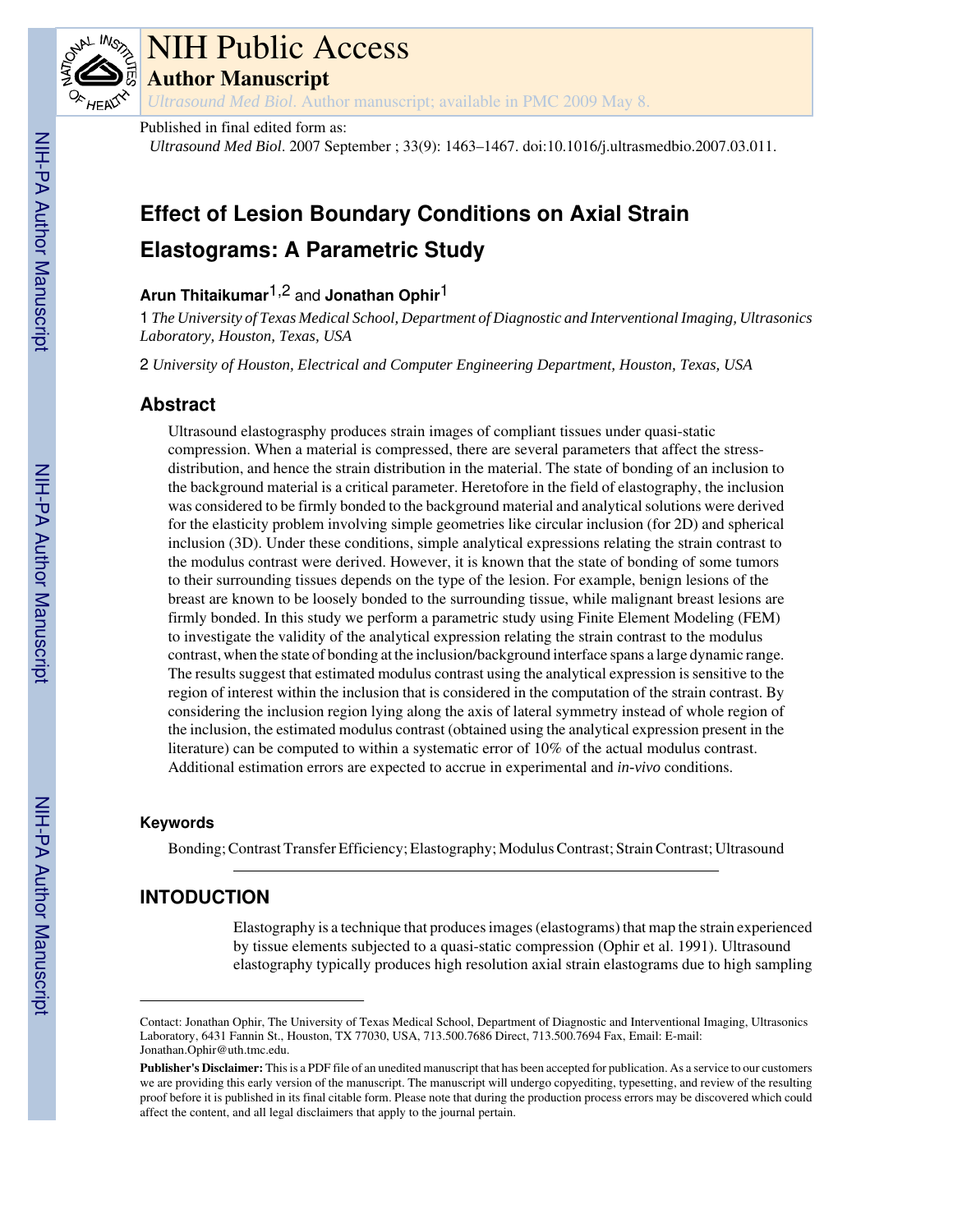# NIH Public Access

## Author Manuscript

*Ultrasound Med Biol*. Author manuscript; available in PMC 2009 May 8.

Published in final edited form as:

*Ultrasound Med Biol*. 2007 September ; 33(9): 1463–1467. doi:10.1016/j.ultrasmedbio.2007.03.011.

# Effect of Lesion Boundary Conditions on Axial Strain Elastograms: A Parametric Study

**Arun Thitaikumar**[1,2] and **Jonathan Ophir**[1]

1 *The University of Texas Medical School, Department of Diagnostic and Interventional Imaging, Ultrasonics Laboratory, Houston, Texas, USA*

2 *University of Houston, Electrical and Computer Engineering Department, Houston, Texas, USA*

## Abstract

Ultrasound elastograsphy produces strain images of compliant tissues under quasi-static compression. When a material is compressed, there are several parameters that affect the stress-distribution, and hence the strain distribution in the material. The state of bonding of an inclusion to the background material is a critical parameter. Heretofore in the field of elastography, the inclusion was considered to be firmly bonded to the background material and analytical solutions were derived for the elasticity problem involving simple geometries like circular inclusion (for 2D) and spherical inclusion (3D). Under these conditions, simple analytical expressions relating the strain contrast to the modulus contrast were derived. However, it is known that the state of bonding of some tumors to their surrounding tissues depends on the type of the lesion. For example, benign lesions of the breast are known to be loosely bonded to the surrounding tissue, while malignant breast lesions are firmly bonded. In this study we perform a parametric study using Finite Element Modeling (FEM) to investigate the validity of the analytical expression relating the strain contrast to the modulus contrast, when the state of bonding at the inclusion/background interface spans a large dynamic range. The results suggest that estimated modulus contrast using the analytical expression is sensitive to the region of interest within the inclusion that is considered in the computation of the strain contrast. By considering the inclusion region lying along the axis of lateral symmetry instead of whole region of the inclusion, the estimated modulus contrast (obtained using the analytical expression present in the literature) can be computed to within a systematic error of 10% of the actual modulus contrast. Additional estimation errors are expected to accrue in experimental and *in-vivo* conditions.

### Keywords

Bonding; Contrast Transfer Efficiency; Elastography; Modulus Contrast; Strain Contrast; Ultrasound

## INTODUCTION

Elastography is a technique that produces images (elastograms) that map the strain experienced by tissue elements subjected to a quasi-static compression (Ophir et al. 1991). Ultrasound elastography typically produces high resolution axial strain elastograms due to high sampling

---

Contact: Jonathan Ophir, The University of Texas Medical School, Department of Diagnostic and Interventional Imaging, Ultrasonics Laboratory, 6431 Fannin St., Houston, TX 77030, USA, 713.500.7686 Direct, 713.500.7694 Fax, Email: E-mail: Jonathan.Ophir@uth.tmc.edu.

**Publisher's Disclaimer:** This is a PDF file of an unedited manuscript that has been accepted for publication. As a service to our customers we are providing this early version of the manuscript. The manuscript will undergo copyediting, typesetting, and review of the resulting proof before it is published in its final citable form. Please note that during the production process errors may be discovered which could affect the content, and all legal disclaimers that apply to the journal pertain.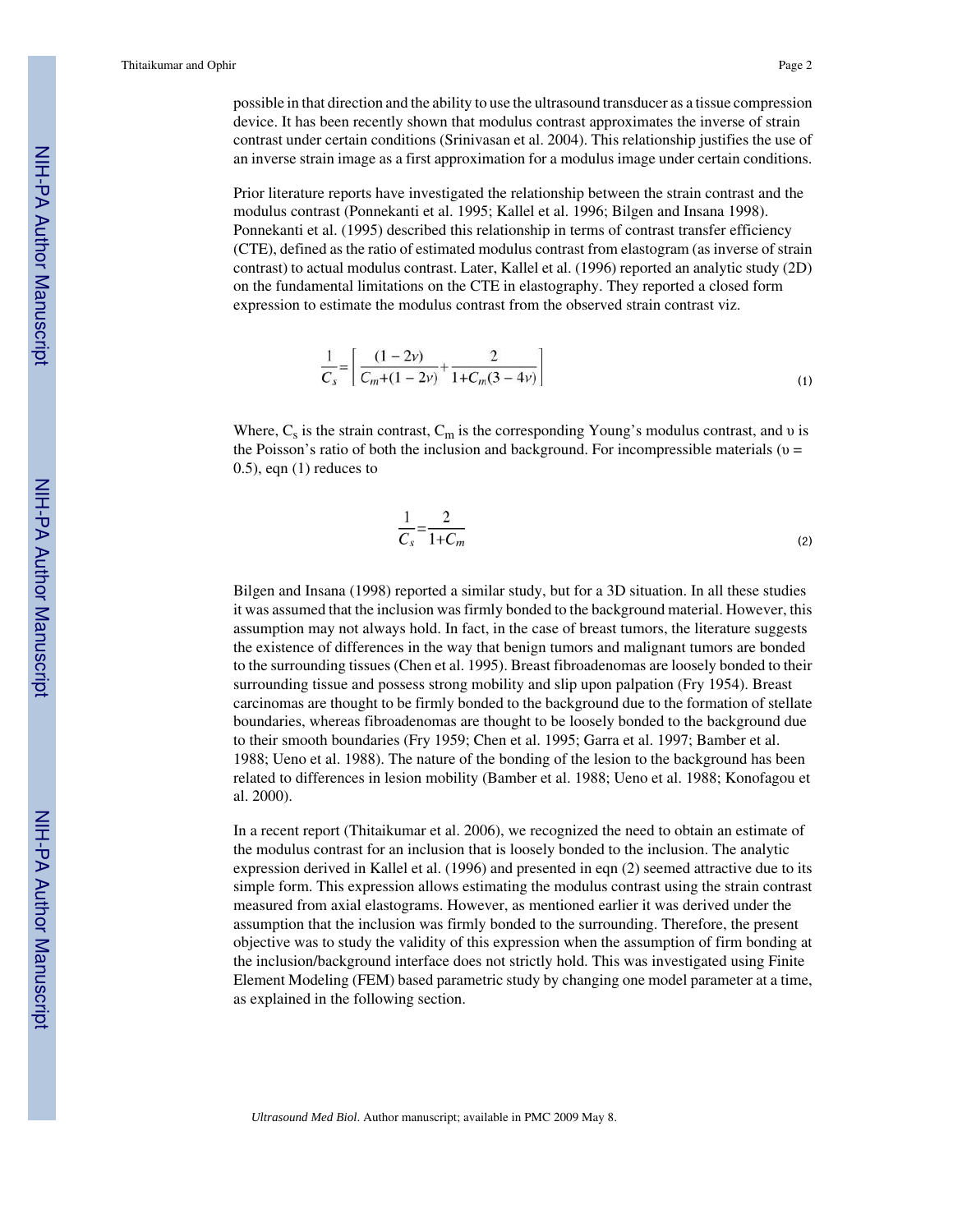possible in that direction and the ability to use the ultrasound transducer as a tissue compression device. It has been recently shown that modulus contrast approximates the inverse of strain contrast under certain conditions (Srinivasan et al. 2004). This relationship justifies the use of an inverse strain image as a first approximation for a modulus image under certain conditions.

Prior literature reports have investigated the relationship between the strain contrast and the modulus contrast (Ponnekanti et al. 1995; Kallel et al. 1996; Bilgen and Insana 1998). Ponnekanti et al. (1995) described this relationship in terms of contrast transfer efficiency (CTE), defined as the ratio of estimated modulus contrast from elastogram (as inverse of strain contrast) to actual modulus contrast. Later, Kallel et al. (1996) reported an analytic study (2D) on the fundamental limitations on the CTE in elastography. They reported a closed form expression to estimate the modulus contrast from the observed strain contrast viz.

$$\frac{1}{C_s}=\left[\frac{(1-2\nu)}{C_m+(1-2\nu)}+\frac{2}{1+C_m(3-4\nu)}\right] \tag{1}$$

Where, $C_s$ is the strain contrast, $C_m$ is the corresponding Young's modulus contrast, and $\upsilon$ is the Poisson's ratio of both the inclusion and background. For incompressible materials ($\upsilon$ = 0.5), eqn (1) reduces to

$$\frac{1}{C_s}=\frac{2}{1+C_m} \tag{2}$$

Bilgen and Insana (1998) reported a similar study, but for a 3D situation. In all these studies it was assumed that the inclusion was firmly bonded to the background material. However, this assumption may not always hold. In fact, in the case of breast tumors, the literature suggests the existence of differences in the way that benign tumors and malignant tumors are bonded to the surrounding tissues (Chen et al. 1995). Breast fibroadenomas are loosely bonded to their surrounding tissue and possess strong mobility and slip upon palpation (Fry 1954). Breast carcinomas are thought to be firmly bonded to the background due to the formation of stellate boundaries, whereas fibroadenomas are thought to be loosely bonded to the background due to their smooth boundaries (Fry 1959; Chen et al. 1995; Garra et al. 1997; Bamber et al. 1988; Ueno et al. 1988). The nature of the bonding of the lesion to the background has been related to differences in lesion mobility (Bamber et al. 1988; Ueno et al. 1988; Konofagou et al. 2000).

In a recent report (Thitaikumar et al. 2006), we recognized the need to obtain an estimate of the modulus contrast for an inclusion that is loosely bonded to the inclusion. The analytic expression derived in Kallel et al. (1996) and presented in eqn (2) seemed attractive due to its simple form. This expression allows estimating the modulus contrast using the strain contrast measured from axial elastograms. However, as mentioned earlier it was derived under the assumption that the inclusion was firmly bonded to the surrounding. Therefore, the present objective was to study the validity of this expression when the assumption of firm bonding at the inclusion/background interface does not strictly hold. This was investigated using Finite Element Modeling (FEM) based parametric study by changing one model parameter at a time, as explained in the following section.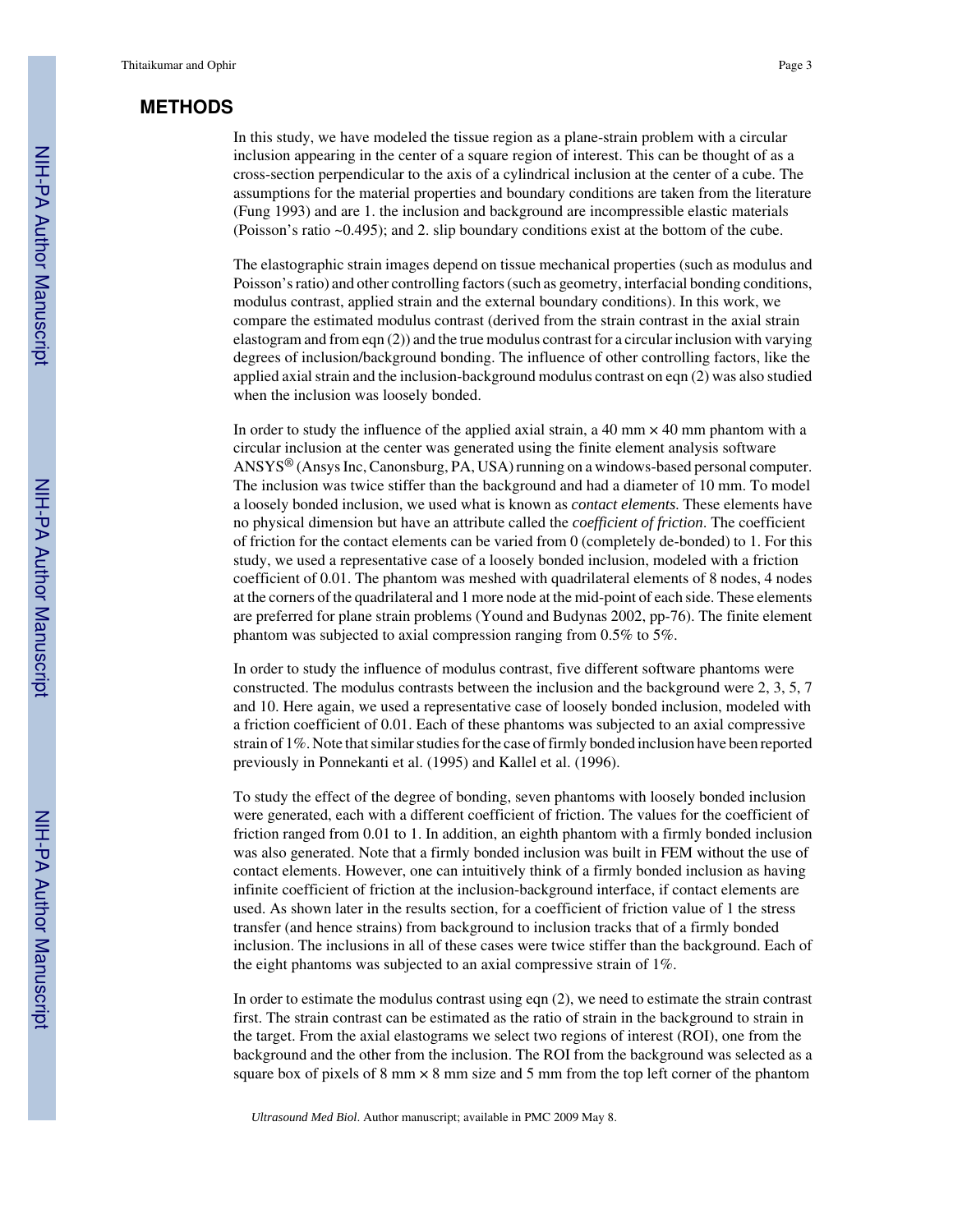## METHODS

In this study, we have modeled the tissue region as a plane-strain problem with a circular inclusion appearing in the center of a square region of interest. This can be thought of as a cross-section perpendicular to the axis of a cylindrical inclusion at the center of a cube. The assumptions for the material properties and boundary conditions are taken from the literature (Fung 1993) and are 1. the inclusion and background are incompressible elastic materials (Poisson's ratio ~0.495); and 2. slip boundary conditions exist at the bottom of the cube.

The elastographic strain images depend on tissue mechanical properties (such as modulus and Poisson's ratio) and other controlling factors (such as geometry, interfacial bonding conditions, modulus contrast, applied strain and the external boundary conditions). In this work, we compare the estimated modulus contrast (derived from the strain contrast in the axial strain elastogram and from eqn (2)) and the true modulus contrast for a circular inclusion with varying degrees of inclusion/background bonding. The influence of other controlling factors, like the applied axial strain and the inclusion-background modulus contrast on eqn (2) was also studied when the inclusion was loosely bonded.

In order to study the influence of the applied axial strain, a 40 mm × 40 mm phantom with a circular inclusion at the center was generated using the finite element analysis software ANSYS® (Ansys Inc, Canonsburg, PA, USA) running on a windows-based personal computer. The inclusion was twice stiffer than the background and had a diameter of 10 mm. To model a loosely bonded inclusion, we used what is known as *contact elements*. These elements have no physical dimension but have an attribute called the *coefficient of friction*. The coefficient of friction for the contact elements can be varied from 0 (completely de-bonded) to 1. For this study, we used a representative case of a loosely bonded inclusion, modeled with a friction coefficient of 0.01. The phantom was meshed with quadrilateral elements of 8 nodes, 4 nodes at the corners of the quadrilateral and 1 more node at the mid-point of each side. These elements are preferred for plane strain problems (Yound and Budynas 2002, pp-76). The finite element phantom was subjected to axial compression ranging from 0.5% to 5%.

In order to study the influence of modulus contrast, five different software phantoms were constructed. The modulus contrasts between the inclusion and the background were 2, 3, 5, 7 and 10. Here again, we used a representative case of loosely bonded inclusion, modeled with a friction coefficient of 0.01. Each of these phantoms was subjected to an axial compressive strain of 1%. Note that similar studies for the case of firmly bonded inclusion have been reported previously in Ponnekanti et al. (1995) and Kallel et al. (1996).

To study the effect of the degree of bonding, seven phantoms with loosely bonded inclusion were generated, each with a different coefficient of friction. The values for the coefficient of friction ranged from 0.01 to 1. In addition, an eighth phantom with a firmly bonded inclusion was also generated. Note that a firmly bonded inclusion was built in FEM without the use of contact elements. However, one can intuitively think of a firmly bonded inclusion as having infinite coefficient of friction at the inclusion-background interface, if contact elements are used. As shown later in the results section, for a coefficient of friction value of 1 the stress transfer (and hence strains) from background to inclusion tracks that of a firmly bonded inclusion. The inclusions in all of these cases were twice stiffer than the background. Each of the eight phantoms was subjected to an axial compressive strain of 1%.

In order to estimate the modulus contrast using eqn (2), we need to estimate the strain contrast first. The strain contrast can be estimated as the ratio of strain in the background to strain in the target. From the axial elastograms we select two regions of interest (ROI), one from the background and the other from the inclusion. The ROI from the background was selected as a square box of pixels of 8 mm × 8 mm size and 5 mm from the top left corner of the phantom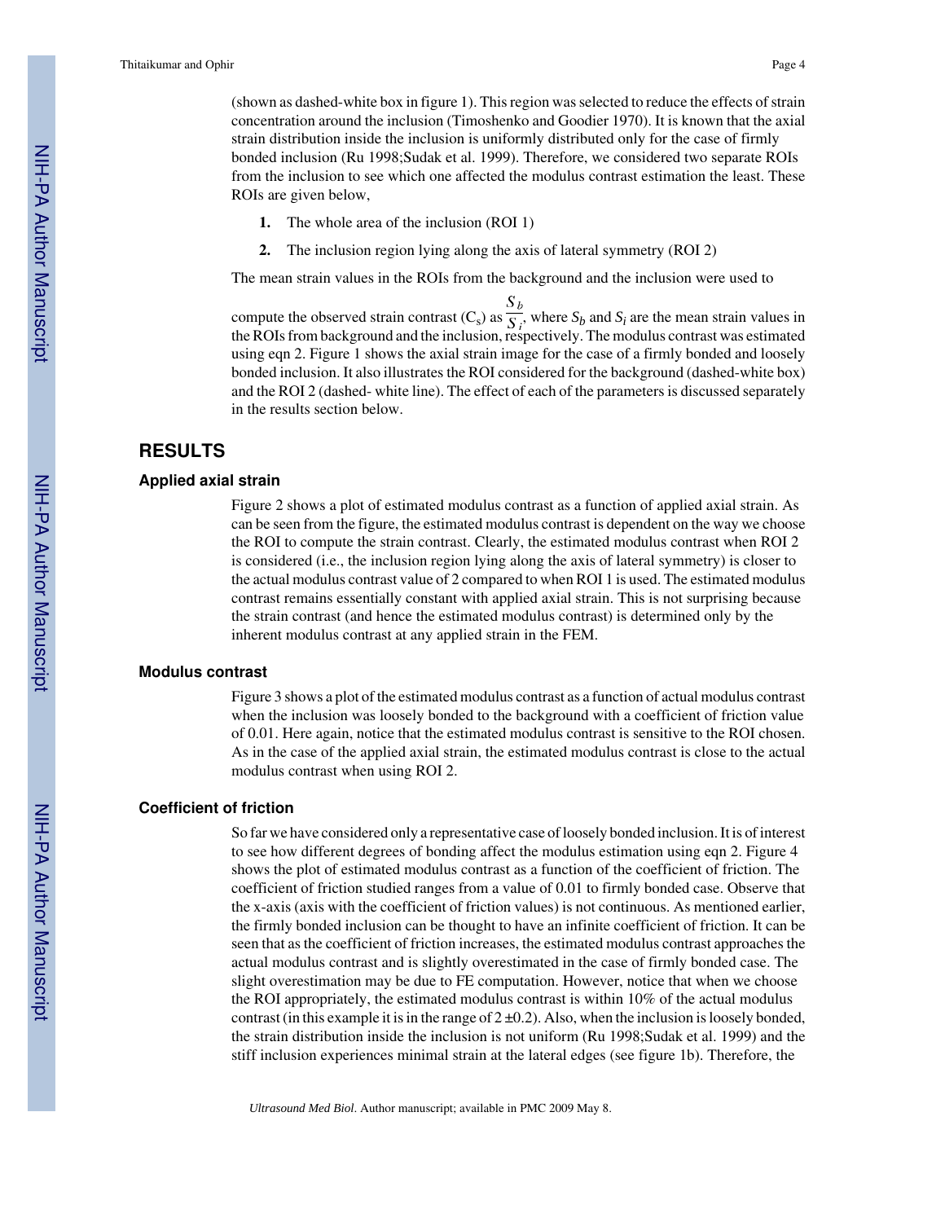(shown as dashed-white box in figure 1). This region was selected to reduce the effects of strain concentration around the inclusion (Timoshenko and Goodier 1970). It is known that the axial strain distribution inside the inclusion is uniformly distributed only for the case of firmly bonded inclusion (Ru 1998;Sudak et al. 1999). Therefore, we considered two separate ROIs from the inclusion to see which one affected the modulus contrast estimation the least. These ROIs are given below,

1. The whole area of the inclusion (ROI 1)
2. The inclusion region lying along the axis of lateral symmetry (ROI 2)

The mean strain values in the ROIs from the background and the inclusion were used to compute the observed strain contrast ($C_s$) as $\frac{S_b}{S_i}$, where $S_b$ and $S_i$ are the mean strain values in the ROIs from background and the inclusion, respectively. The modulus contrast was estimated using eqn 2. Figure 1 shows the axial strain image for the case of a firmly bonded and loosely bonded inclusion. It also illustrates the ROI considered for the background (dashed-white box) and the ROI 2 (dashed- white line). The effect of each of the parameters is discussed separately in the results section below.

## RESULTS

### Applied axial strain

Figure 2 shows a plot of estimated modulus contrast as a function of applied axial strain. As can be seen from the figure, the estimated modulus contrast is dependent on the way we choose the ROI to compute the strain contrast. Clearly, the estimated modulus contrast when ROI 2 is considered (i.e., the inclusion region lying along the axis of lateral symmetry) is closer to the actual modulus contrast value of 2 compared to when ROI 1 is used. The estimated modulus contrast remains essentially constant with applied axial strain. This is not surprising because the strain contrast (and hence the estimated modulus contrast) is determined only by the inherent modulus contrast at any applied strain in the FEM.

### Modulus contrast

Figure 3 shows a plot of the estimated modulus contrast as a function of actual modulus contrast when the inclusion was loosely bonded to the background with a coefficient of friction value of 0.01. Here again, notice that the estimated modulus contrast is sensitive to the ROI chosen. As in the case of the applied axial strain, the estimated modulus contrast is close to the actual modulus contrast when using ROI 2.

### Coefficient of friction

So far we have considered only a representative case of loosely bonded inclusion. It is of interest to see how different degrees of bonding affect the modulus estimation using eqn 2. Figure 4 shows the plot of estimated modulus contrast as a function of the coefficient of friction. The coefficient of friction studied ranges from a value of 0.01 to firmly bonded case. Observe that the x-axis (axis with the coefficient of friction values) is not continuous. As mentioned earlier, the firmly bonded inclusion can be thought to have an infinite coefficient of friction. It can be seen that as the coefficient of friction increases, the estimated modulus contrast approaches the actual modulus contrast and is slightly overestimated in the case of firmly bonded case. The slight overestimation may be due to FE computation. However, notice that when we choose the ROI appropriately, the estimated modulus contrast is within 10% of the actual modulus contrast (in this example it is in the range of $2 \pm 0.2$). Also, when the inclusion is loosely bonded, the strain distribution inside the inclusion is not uniform (Ru 1998;Sudak et al. 1999) and the stiff inclusion experiences minimal strain at the lateral edges (see figure 1b). Therefore, the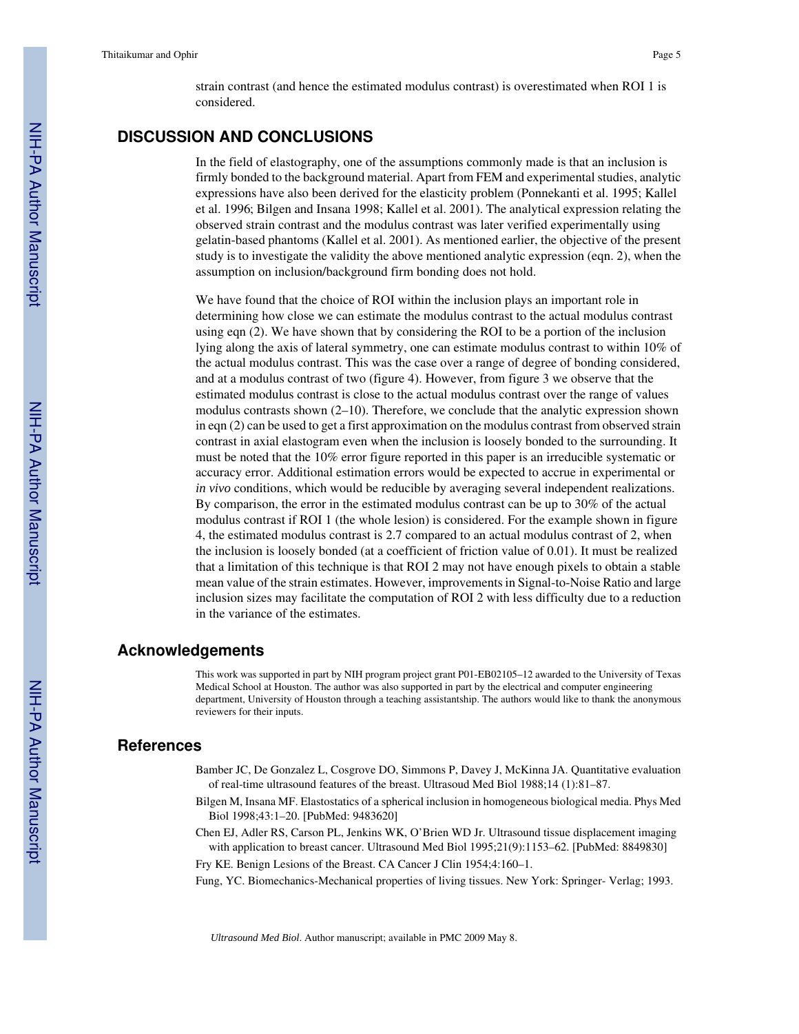strain contrast (and hence the estimated modulus contrast) is overestimated when ROI 1 is considered.

## DISCUSSION AND CONCLUSIONS

In the field of elastography, one of the assumptions commonly made is that an inclusion is firmly bonded to the background material. Apart from FEM and experimental studies, analytic expressions have also been derived for the elasticity problem (Ponnekanti et al. 1995; Kallel et al. 1996; Bilgen and Insana 1998; Kallel et al. 2001). The analytical expression relating the observed strain contrast and the modulus contrast was later verified experimentally using gelatin-based phantoms (Kallel et al. 2001). As mentioned earlier, the objective of the present study is to investigate the validity the above mentioned analytic expression (eqn. 2), when the assumption on inclusion/background firm bonding does not hold.

We have found that the choice of ROI within the inclusion plays an important role in determining how close we can estimate the modulus contrast to the actual modulus contrast using eqn (2). We have shown that by considering the ROI to be a portion of the inclusion lying along the axis of lateral symmetry, one can estimate modulus contrast to within 10% of the actual modulus contrast. This was the case over a range of degree of bonding considered, and at a modulus contrast of two (figure 4). However, from figure 3 we observe that the estimated modulus contrast is close to the actual modulus contrast over the range of values modulus contrasts shown (2–10). Therefore, we conclude that the analytic expression shown in eqn (2) can be used to get a first approximation on the modulus contrast from observed strain contrast in axial elastogram even when the inclusion is loosely bonded to the surrounding. It must be noted that the 10% error figure reported in this paper is an irreducible systematic or accuracy error. Additional estimation errors would be expected to accrue in experimental or *in vivo* conditions, which would be reducible by averaging several independent realizations. By comparison, the error in the estimated modulus contrast can be up to 30% of the actual modulus contrast if ROI 1 (the whole lesion) is considered. For the example shown in figure 4, the estimated modulus contrast is 2.7 compared to an actual modulus contrast of 2, when the inclusion is loosely bonded (at a coefficient of friction value of 0.01). It must be realized that a limitation of this technique is that ROI 2 may not have enough pixels to obtain a stable mean value of the strain estimates. However, improvements in Signal-to-Noise Ratio and large inclusion sizes may facilitate the computation of ROI 2 with less difficulty due to a reduction in the variance of the estimates.

## Acknowledgements

This work was supported in part by NIH program project grant P01-EB02105–12 awarded to the University of Texas Medical School at Houston. The author was also supported in part by the electrical and computer engineering department, University of Houston through a teaching assistantship. The authors would like to thank the anonymous reviewers for their inputs.

## References

Bamber JC, De Gonzalez L, Cosgrove DO, Simmons P, Davey J, McKinna JA. Quantitative evaluation of real-time ultrasound features of the breast. Ultrasoud Med Biol 1988;14 (1):81–87.

Bilgen M, Insana MF. Elastostatics of a spherical inclusion in homogeneous biological media. Phys Med Biol 1998;43:1–20. [PubMed: 9483620]

Chen EJ, Adler RS, Carson PL, Jenkins WK, O'Brien WD Jr. Ultrasound tissue displacement imaging with application to breast cancer. Ultrasound Med Biol 1995;21(9):1153–62. [PubMed: 8849830]

Fry KE. Benign Lesions of the Breast. CA Cancer J Clin 1954;4:160–1.

Fung, YC. Biomechanics-Mechanical properties of living tissues. New York: Springer- Verlag; 1993.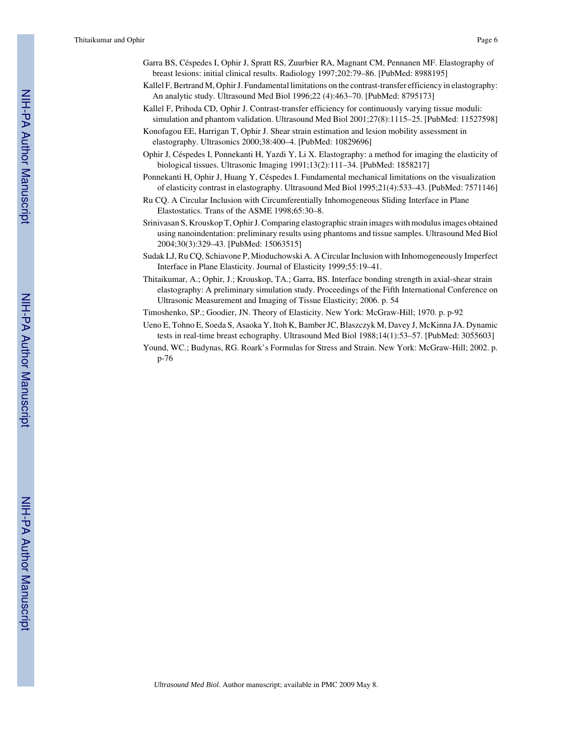Garra BS, Céspedes I, Ophir J, Spratt RS, Zuurbier RA, Magnant CM, Pennanen MF. Elastography of breast lesions: initial clinical results. Radiology 1997;202:79–86. [PubMed: 8988195]

Kallel F, Bertrand M, Ophir J. Fundamental limitations on the contrast-transfer efficiency in elastography: An analytic study. Ultrasound Med Biol 1996;22 (4):463–70. [PubMed: 8795173]

Kallel F, Prihoda CD, Ophir J. Contrast-transfer efficiency for continuously varying tissue moduli: simulation and phantom validation. Ultrasound Med Biol 2001;27(8):1115–25. [PubMed: 11527598]

Konofagou EE, Harrigan T, Ophir J. Shear strain estimation and lesion mobility assessment in elastography. Ultrasonics 2000;38:400–4. [PubMed: 10829696]

Ophir J, Céspedes I, Ponnekanti H, Yazdi Y, Li X. Elastography: a method for imaging the elasticity of biological tissues. Ultrasonic Imaging 1991;13(2):111–34. [PubMed: 1858217]

Ponnekanti H, Ophir J, Huang Y, Céspedes I. Fundamental mechanical limitations on the visualization of elasticity contrast in elastography. Ultrasound Med Biol 1995;21(4):533–43. [PubMed: 7571146]

Ru CQ. A Circular Inclusion with Circumferentially Inhomogeneous Sliding Interface in Plane Elastostatics. Trans of the ASME 1998;65:30–8.

Srinivasan S, Krouskop T, Ophir J. Comparing elastographic strain images with modulus images obtained using nanoindentation: preliminary results using phantoms and tissue samples. Ultrasound Med Biol 2004;30(3):329–43. [PubMed: 15063515]

Sudak LJ, Ru CQ, Schiavone P, Mioduchowski A. A Circular Inclusion with Inhomogeneously Imperfect Interface in Plane Elasticity. Journal of Elasticity 1999;55:19–41.

Thitaikumar, A.; Ophir, J.; Krouskop, TA.; Garra, BS. Interface bonding strength in axial-shear strain elastography: A preliminary simulation study. Proceedings of the Fifth International Conference on Ultrasonic Measurement and Imaging of Tissue Elasticity; 2006. p. 54

Timoshenko, SP.; Goodier, JN. Theory of Elasticity. New York: McGraw-Hill; 1970. p. p-92

Ueno E, Tohno E, Soeda S, Asaoka Y, Itoh K, Bamber JC, Blaszczyk M, Davey J, McKinna JA. Dynamic tests in real-time breast echography. Ultrasound Med Biol 1988;14(1):53–57. [PubMed: 3055603]

Yound, WC.; Budynas, RG. Roark's Formulas for Stress and Strain. New York: McGraw-Hill; 2002. p. p-76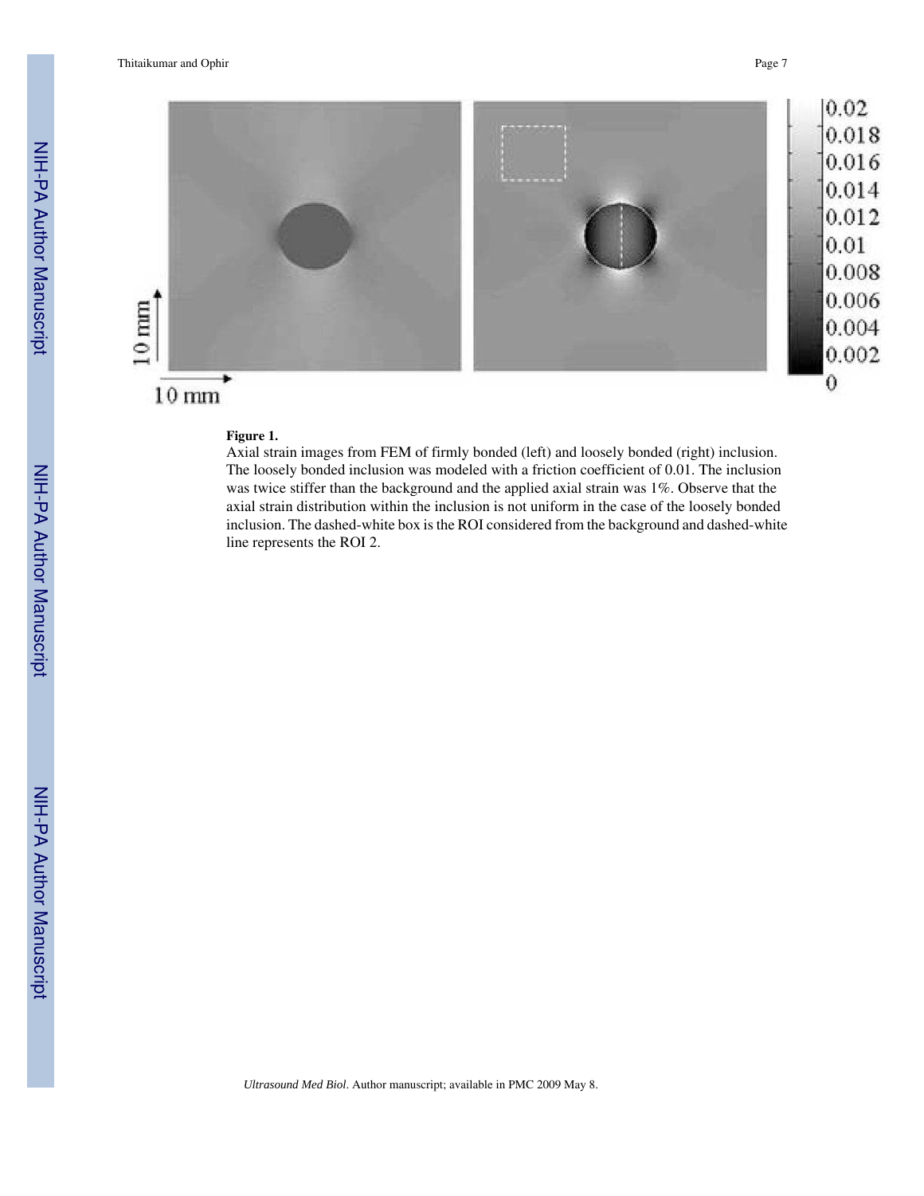**Figure 1.**

Axial strain images from FEM of firmly bonded (left) and loosely bonded (right) inclusion. The loosely bonded inclusion was modeled with a friction coefficient of 0.01. The inclusion was twice stiffer than the background and the applied axial strain was 1%. Observe that the axial strain distribution within the inclusion is not uniform in the case of the loosely bonded inclusion. The dashed-white box is the ROI considered from the background and dashed-white line represents the ROI 2.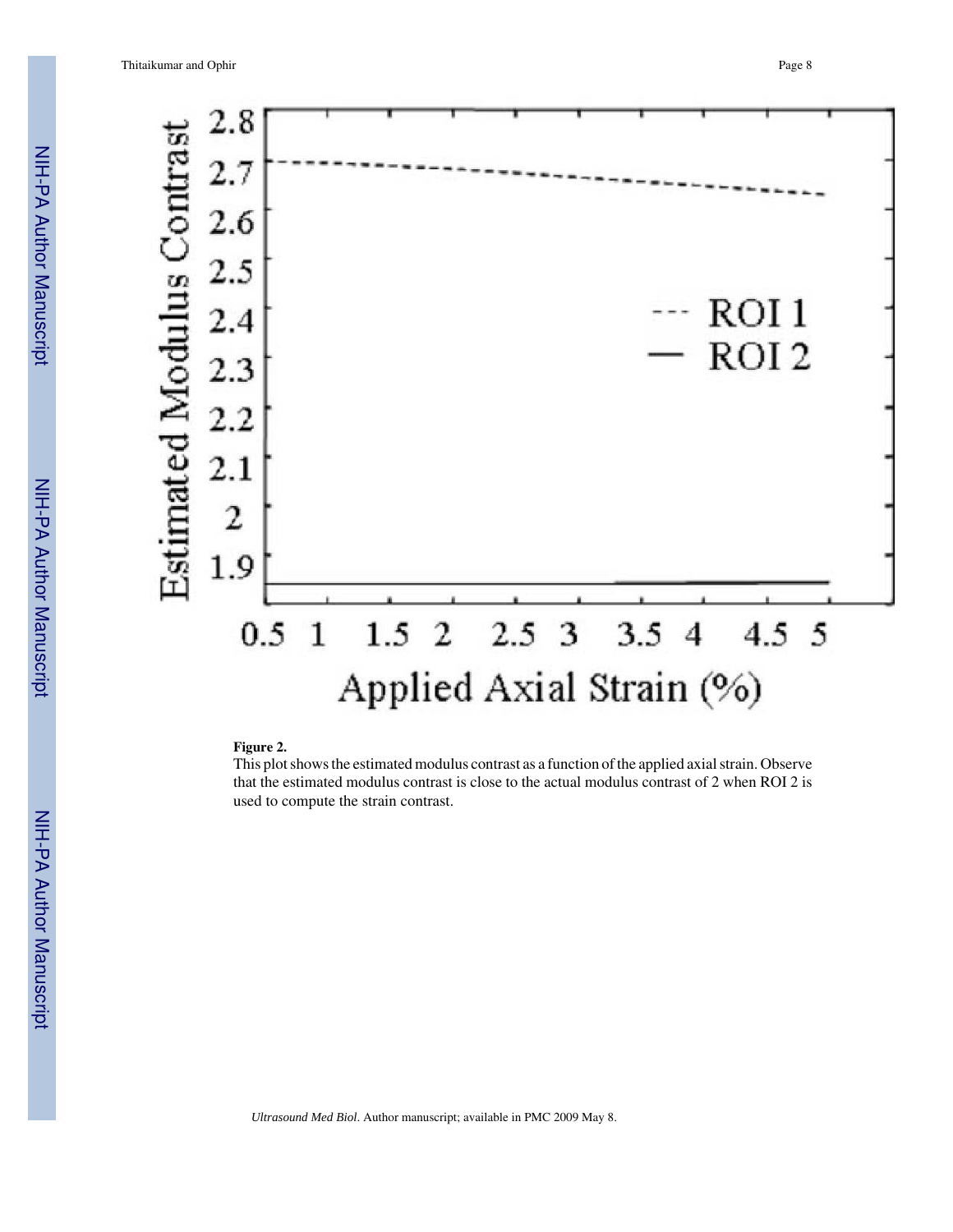**Figure 2.**

This plot shows the estimated modulus contrast as a function of the applied axial strain. Observe that the estimated modulus contrast is close to the actual modulus contrast of 2 when ROI 2 is used to compute the strain contrast.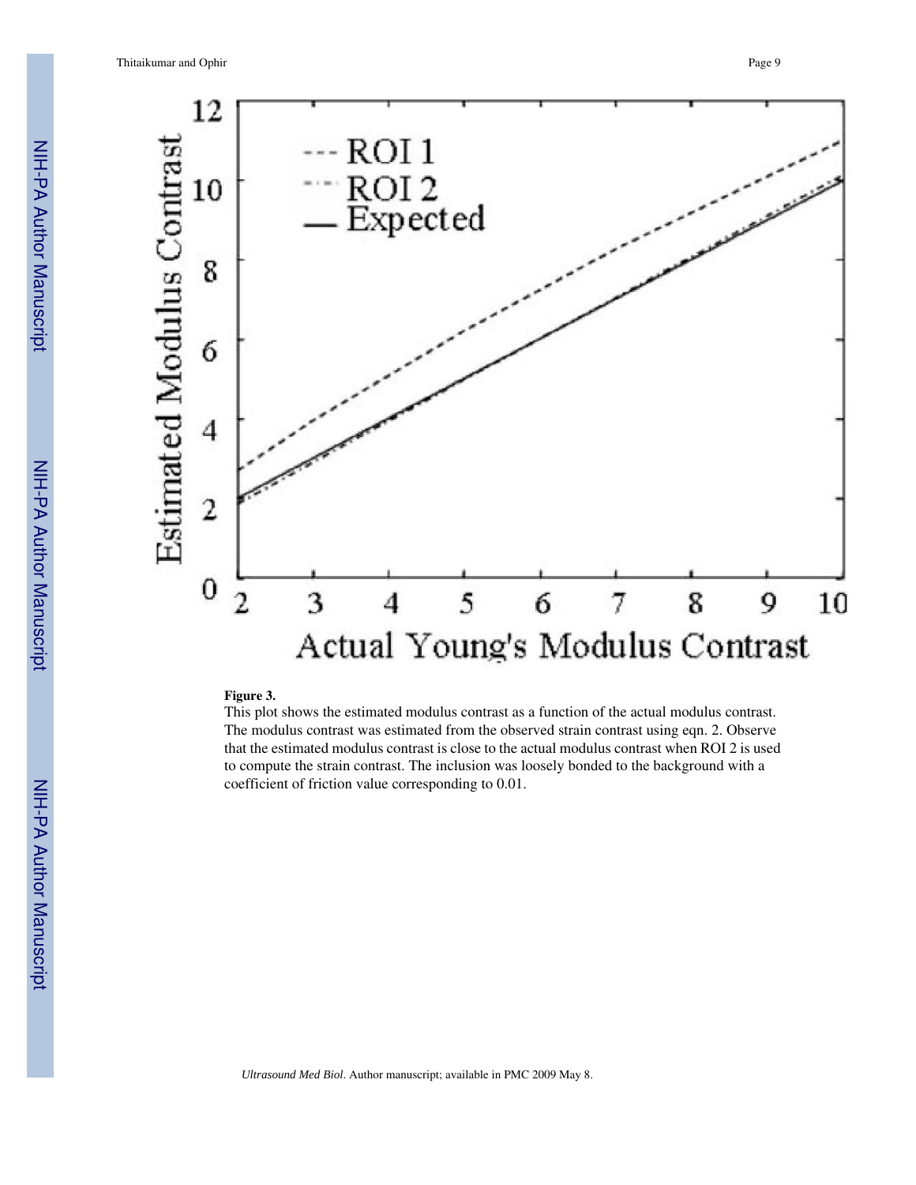**Figure 3.**

This plot shows the estimated modulus contrast as a function of the actual modulus contrast. The modulus contrast was estimated from the observed strain contrast using eqn. 2. Observe that the estimated modulus contrast is close to the actual modulus contrast when ROI 2 is used to compute the strain contrast. The inclusion was loosely bonded to the background with a coefficient of friction value corresponding to 0.01.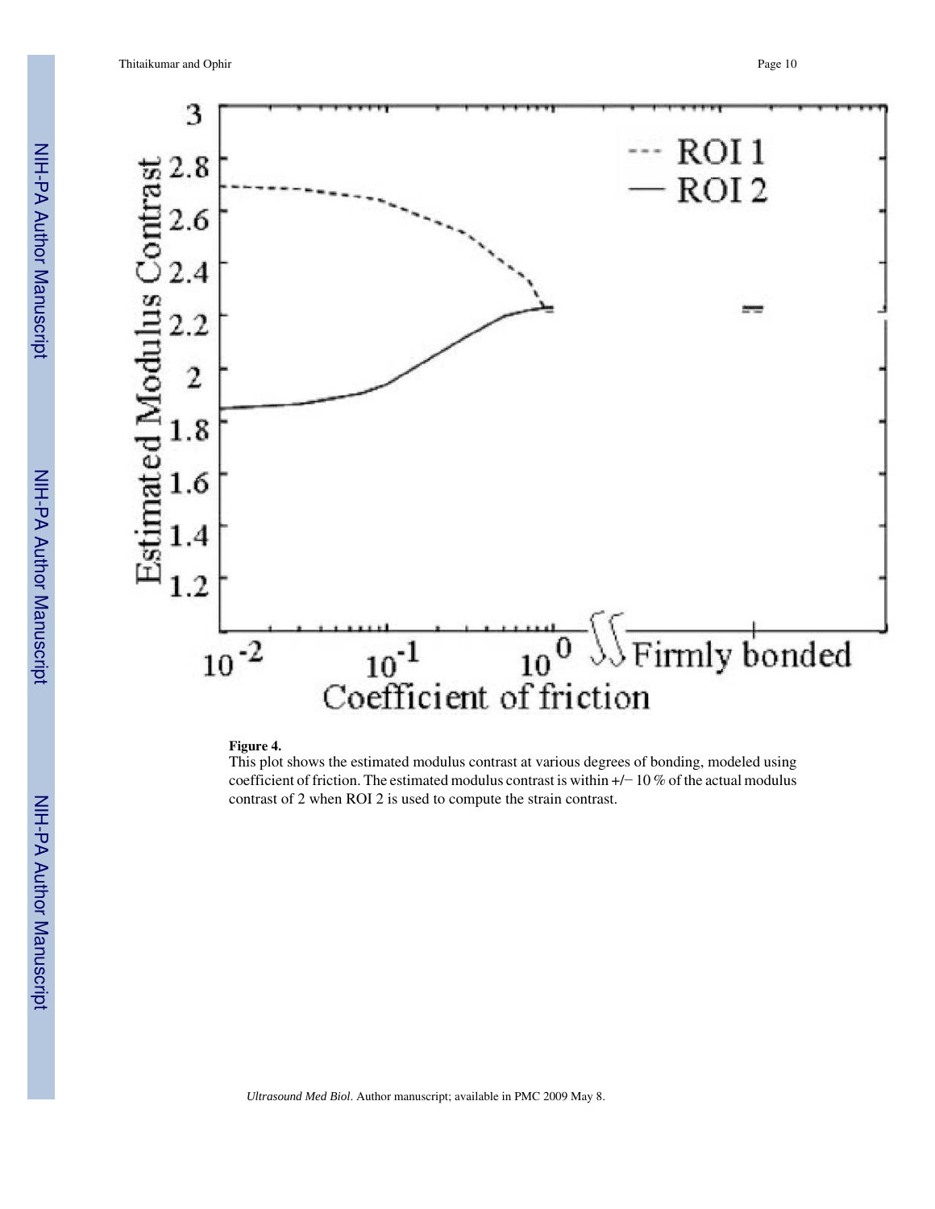Estimated Modulus Contrast

3

2.8

2.6

2.4

2.2

2

1.8

1.6

1.4

1.2

ROI 1

ROI 2

$10^{-2}$

$10^{-1}$

$10^{0}$

Firmly bonded

Coefficient of friction

**Figure 4.**

This plot shows the estimated modulus contrast at various degrees of bonding, modeled using coefficient of friction. The estimated modulus contrast is within +/− 10 % of the actual modulus contrast of 2 when ROI 2 is used to compute the strain contrast.